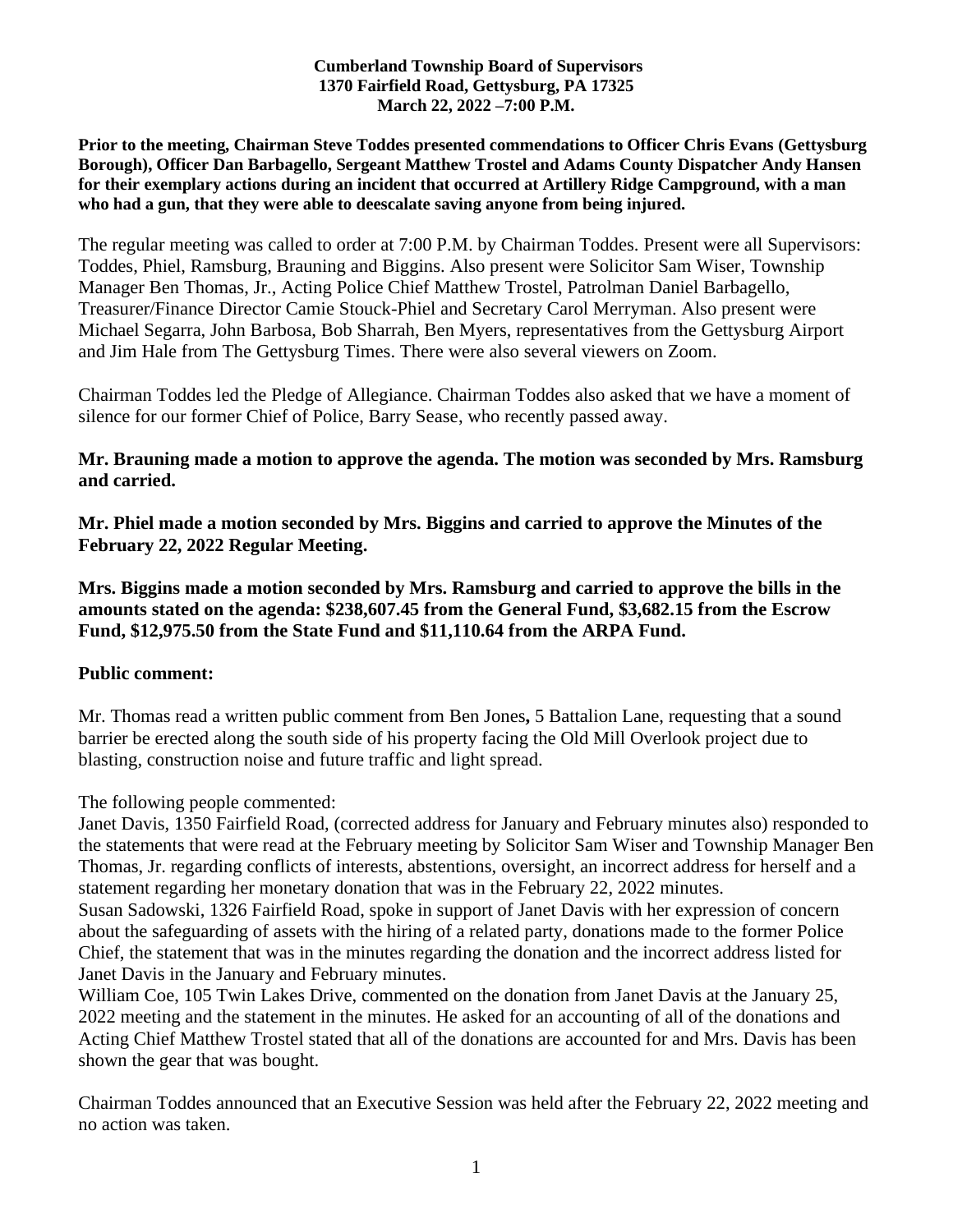**Cumberland Township Board of Supervisors**
**1370 Fairfield Road, Gettysburg, PA 17325**
**March 22, 2022 –7:00 P.M.**

**Prior to the meeting, Chairman Steve Toddes presented commendations to Officer Chris Evans (Gettysburg Borough), Officer Dan Barbagello, Sergeant Matthew Trostel and Adams County Dispatcher Andy Hansen for their exemplary actions during an incident that occurred at Artillery Ridge Campground, with a man who had a gun, that they were able to deescalate saving anyone from being injured.**

The regular meeting was called to order at 7:00 P.M. by Chairman Toddes. Present were all Supervisors: Toddes, Phiel, Ramsburg, Brauning and Biggins. Also present were Solicitor Sam Wiser, Township Manager Ben Thomas, Jr., Acting Police Chief Matthew Trostel, Patrolman Daniel Barbagello, Treasurer/Finance Director Camie Stouck-Phiel and Secretary Carol Merryman. Also present were Michael Segarra, John Barbosa, Bob Sharrah, Ben Myers, representatives from the Gettysburg Airport and Jim Hale from The Gettysburg Times. There were also several viewers on Zoom.

Chairman Toddes led the Pledge of Allegiance. Chairman Toddes also asked that we have a moment of silence for our former Chief of Police, Barry Sease, who recently passed away.

**Mr. Brauning made a motion to approve the agenda. The motion was seconded by Mrs. Ramsburg and carried.**

**Mr. Phiel made a motion seconded by Mrs. Biggins and carried to approve the Minutes of the February 22, 2022 Regular Meeting.**

**Mrs. Biggins made a motion seconded by Mrs. Ramsburg and carried to approve the bills in the amounts stated on the agenda: $238,607.45 from the General Fund, $3,682.15 from the Escrow Fund, $12,975.50 from the State Fund and $11,110.64 from the ARPA Fund.**

**Public comment:**

Mr. Thomas read a written public comment from Ben Jones**,** 5 Battalion Lane, requesting that a sound barrier be erected along the south side of his property facing the Old Mill Overlook project due to blasting, construction noise and future traffic and light spread.

The following people commented:

Janet Davis, 1350 Fairfield Road, (corrected address for January and February minutes also) responded to the statements that were read at the February meeting by Solicitor Sam Wiser and Township Manager Ben Thomas, Jr. regarding conflicts of interests, abstentions, oversight, an incorrect address for herself and a statement regarding her monetary donation that was in the February 22, 2022 minutes.

Susan Sadowski, 1326 Fairfield Road, spoke in support of Janet Davis with her expression of concern about the safeguarding of assets with the hiring of a related party, donations made to the former Police Chief, the statement that was in the minutes regarding the donation and the incorrect address listed for Janet Davis in the January and February minutes.

William Coe, 105 Twin Lakes Drive, commented on the donation from Janet Davis at the January 25, 2022 meeting and the statement in the minutes. He asked for an accounting of all of the donations and Acting Chief Matthew Trostel stated that all of the donations are accounted for and Mrs. Davis has been shown the gear that was bought.

Chairman Toddes announced that an Executive Session was held after the February 22, 2022 meeting and no action was taken.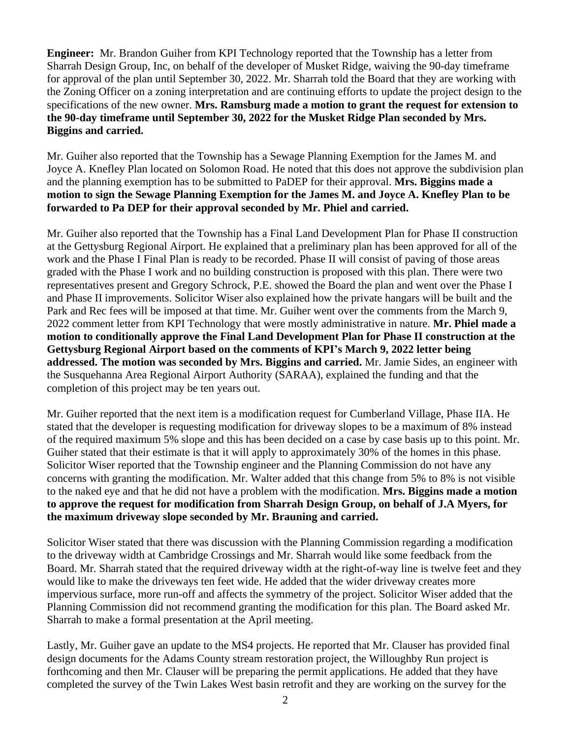**Engineer:** Mr. Brandon Guiher from KPI Technology reported that the Township has a letter from Sharrah Design Group, Inc, on behalf of the developer of Musket Ridge, waiving the 90-day timeframe for approval of the plan until September 30, 2022. Mr. Sharrah told the Board that they are working with the Zoning Officer on a zoning interpretation and are continuing efforts to update the project design to the specifications of the new owner. **Mrs. Ramsburg made a motion to grant the request for extension to the 90-day timeframe until September 30, 2022 for the Musket Ridge Plan seconded by Mrs. Biggins and carried.**

Mr. Guiher also reported that the Township has a Sewage Planning Exemption for the James M. and Joyce A. Knefley Plan located on Solomon Road. He noted that this does not approve the subdivision plan and the planning exemption has to be submitted to PaDEP for their approval. **Mrs. Biggins made a motion to sign the Sewage Planning Exemption for the James M. and Joyce A. Knefley Plan to be forwarded to Pa DEP for their approval seconded by Mr. Phiel and carried.**

Mr. Guiher also reported that the Township has a Final Land Development Plan for Phase II construction at the Gettysburg Regional Airport. He explained that a preliminary plan has been approved for all of the work and the Phase I Final Plan is ready to be recorded. Phase II will consist of paving of those areas graded with the Phase I work and no building construction is proposed with this plan. There were two representatives present and Gregory Schrock, P.E. showed the Board the plan and went over the Phase I and Phase II improvements. Solicitor Wiser also explained how the private hangars will be built and the Park and Rec fees will be imposed at that time. Mr. Guiher went over the comments from the March 9, 2022 comment letter from KPI Technology that were mostly administrative in nature. **Mr. Phiel made a motion to conditionally approve the Final Land Development Plan for Phase II construction at the Gettysburg Regional Airport based on the comments of KPI's March 9, 2022 letter being addressed. The motion was seconded by Mrs. Biggins and carried.** Mr. Jamie Sides, an engineer with the Susquehanna Area Regional Airport Authority (SARAA), explained the funding and that the completion of this project may be ten years out.

Mr. Guiher reported that the next item is a modification request for Cumberland Village, Phase IIA. He stated that the developer is requesting modification for driveway slopes to be a maximum of 8% instead of the required maximum 5% slope and this has been decided on a case by case basis up to this point. Mr. Guiher stated that their estimate is that it will apply to approximately 30% of the homes in this phase. Solicitor Wiser reported that the Township engineer and the Planning Commission do not have any concerns with granting the modification. Mr. Walter added that this change from 5% to 8% is not visible to the naked eye and that he did not have a problem with the modification. **Mrs. Biggins made a motion to approve the request for modification from Sharrah Design Group, on behalf of J.A Myers, for the maximum driveway slope seconded by Mr. Brauning and carried.**

Solicitor Wiser stated that there was discussion with the Planning Commission regarding a modification to the driveway width at Cambridge Crossings and Mr. Sharrah would like some feedback from the Board. Mr. Sharrah stated that the required driveway width at the right-of-way line is twelve feet and they would like to make the driveways ten feet wide. He added that the wider driveway creates more impervious surface, more run-off and affects the symmetry of the project. Solicitor Wiser added that the Planning Commission did not recommend granting the modification for this plan. The Board asked Mr. Sharrah to make a formal presentation at the April meeting.

Lastly, Mr. Guiher gave an update to the MS4 projects. He reported that Mr. Clauser has provided final design documents for the Adams County stream restoration project, the Willoughby Run project is forthcoming and then Mr. Clauser will be preparing the permit applications. He added that they have completed the survey of the Twin Lakes West basin retrofit and they are working on the survey for the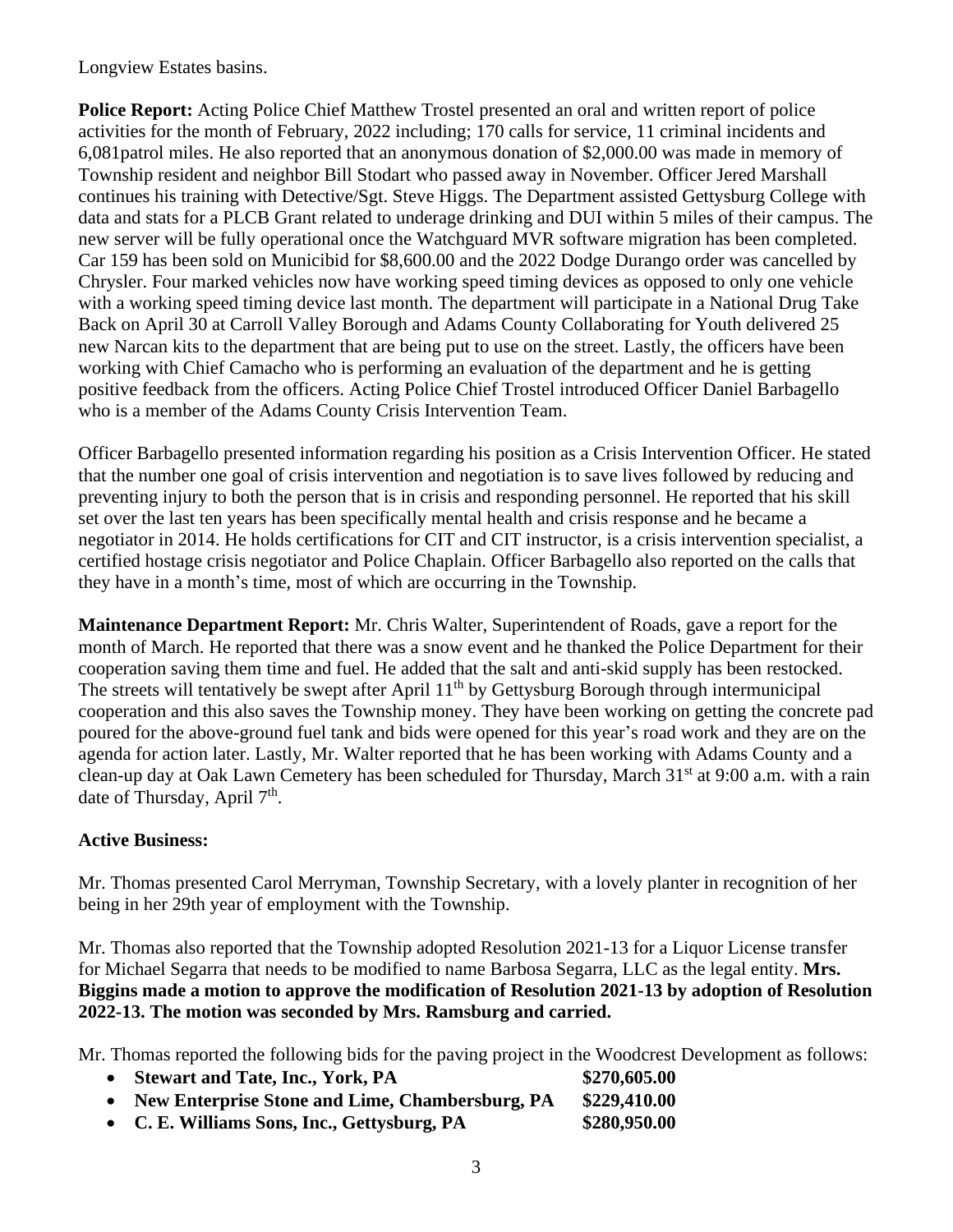Longview Estates basins.

**Police Report:** Acting Police Chief Matthew Trostel presented an oral and written report of police activities for the month of February, 2022 including; 170 calls for service, 11 criminal incidents and 6,081patrol miles. He also reported that an anonymous donation of $2,000.00 was made in memory of Township resident and neighbor Bill Stodart who passed away in November. Officer Jered Marshall continues his training with Detective/Sgt. Steve Higgs. The Department assisted Gettysburg College with data and stats for a PLCB Grant related to underage drinking and DUI within 5 miles of their campus. The new server will be fully operational once the Watchguard MVR software migration has been completed. Car 159 has been sold on Municibid for $8,600.00 and the 2022 Dodge Durango order was cancelled by Chrysler. Four marked vehicles now have working speed timing devices as opposed to only one vehicle with a working speed timing device last month. The department will participate in a National Drug Take Back on April 30 at Carroll Valley Borough and Adams County Collaborating for Youth delivered 25 new Narcan kits to the department that are being put to use on the street. Lastly, the officers have been working with Chief Camacho who is performing an evaluation of the department and he is getting positive feedback from the officers. Acting Police Chief Trostel introduced Officer Daniel Barbagello who is a member of the Adams County Crisis Intervention Team.

Officer Barbagello presented information regarding his position as a Crisis Intervention Officer. He stated that the number one goal of crisis intervention and negotiation is to save lives followed by reducing and preventing injury to both the person that is in crisis and responding personnel. He reported that his skill set over the last ten years has been specifically mental health and crisis response and he became a negotiator in 2014. He holds certifications for CIT and CIT instructor, is a crisis intervention specialist, a certified hostage crisis negotiator and Police Chaplain. Officer Barbagello also reported on the calls that they have in a month's time, most of which are occurring in the Township.

**Maintenance Department Report:** Mr. Chris Walter, Superintendent of Roads, gave a report for the month of March. He reported that there was a snow event and he thanked the Police Department for their cooperation saving them time and fuel. He added that the salt and anti-skid supply has been restocked. The streets will tentatively be swept after April 11th by Gettysburg Borough through intermunicipal cooperation and this also saves the Township money. They have been working on getting the concrete pad poured for the above-ground fuel tank and bids were opened for this year's road work and they are on the agenda for action later. Lastly, Mr. Walter reported that he has been working with Adams County and a clean-up day at Oak Lawn Cemetery has been scheduled for Thursday, March 31st at 9:00 a.m. with a rain date of Thursday, April 7th.

**Active Business:**

Mr. Thomas presented Carol Merryman, Township Secretary, with a lovely planter in recognition of her being in her 29th year of employment with the Township.

Mr. Thomas also reported that the Township adopted Resolution 2021-13 for a Liquor License transfer for Michael Segarra that needs to be modified to name Barbosa Segarra, LLC as the legal entity. **Mrs. Biggins made a motion to approve the modification of Resolution 2021-13 by adoption of Resolution 2022-13. The motion was seconded by Mrs. Ramsburg and carried.**

Mr. Thomas reported the following bids for the paving project in the Woodcrest Development as follows:

- **Stewart and Tate, Inc., York, PA** **$270,605.00**
- **New Enterprise Stone and Lime, Chambersburg, PA** **$229,410.00**
- **C. E. Williams Sons, Inc., Gettysburg, PA** **$280,950.00**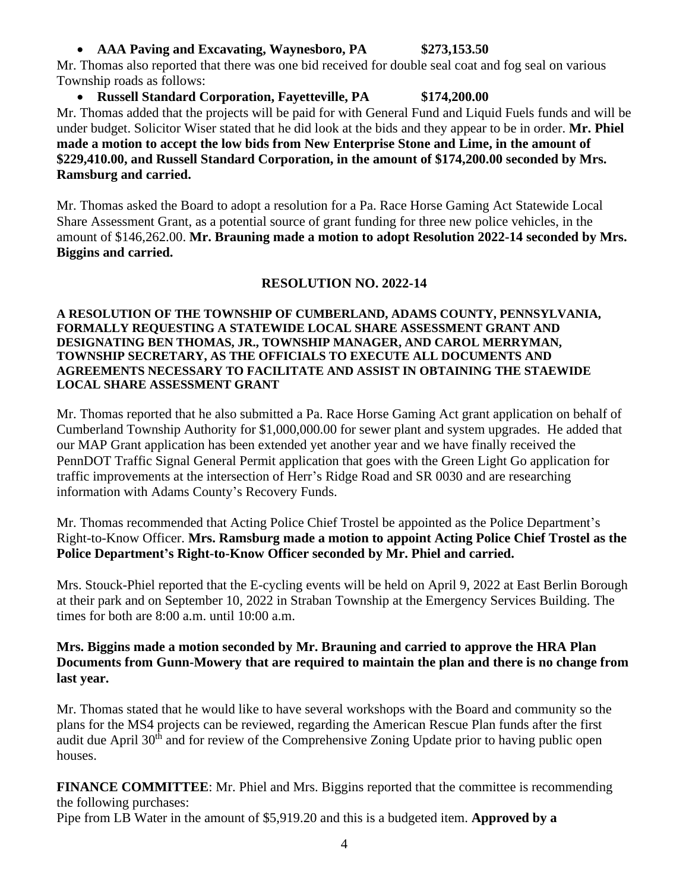- **AAA Paving and Excavating, Waynesboro, PA $273,153.50**

Mr. Thomas also reported that there was one bid received for double seal coat and fog seal on various Township roads as follows:

- **Russell Standard Corporation, Fayetteville, PA $174,200.00**

Mr. Thomas added that the projects will be paid for with General Fund and Liquid Fuels funds and will be under budget. Solicitor Wiser stated that he did look at the bids and they appear to be in order. **Mr. Phiel made a motion to accept the low bids from New Enterprise Stone and Lime, in the amount of $229,410.00, and Russell Standard Corporation, in the amount of $174,200.00 seconded by Mrs. Ramsburg and carried.**

Mr. Thomas asked the Board to adopt a resolution for a Pa. Race Horse Gaming Act Statewide Local Share Assessment Grant, as a potential source of grant funding for three new police vehicles, in the amount of $146,262.00. **Mr. Brauning made a motion to adopt Resolution 2022-14 seconded by Mrs. Biggins and carried.**

**RESOLUTION NO. 2022-14**

**A RESOLUTION OF THE TOWNSHIP OF CUMBERLAND, ADAMS COUNTY, PENNSYLVANIA, FORMALLY REQUESTING A STATEWIDE LOCAL SHARE ASSESSMENT GRANT AND DESIGNATING BEN THOMAS, JR., TOWNSHIP MANAGER, AND CAROL MERRYMAN, TOWNSHIP SECRETARY, AS THE OFFICIALS TO EXECUTE ALL DOCUMENTS AND AGREEMENTS NECESSARY TO FACILITATE AND ASSIST IN OBTAINING THE STAEWIDE LOCAL SHARE ASSESSMENT GRANT**

Mr. Thomas reported that he also submitted a Pa. Race Horse Gaming Act grant application on behalf of Cumberland Township Authority for $1,000,000.00 for sewer plant and system upgrades. He added that our MAP Grant application has been extended yet another year and we have finally received the PennDOT Traffic Signal General Permit application that goes with the Green Light Go application for traffic improvements at the intersection of Herr's Ridge Road and SR 0030 and are researching information with Adams County's Recovery Funds.

Mr. Thomas recommended that Acting Police Chief Trostel be appointed as the Police Department's Right-to-Know Officer. **Mrs. Ramsburg made a motion to appoint Acting Police Chief Trostel as the Police Department's Right-to-Know Officer seconded by Mr. Phiel and carried.**

Mrs. Stouck-Phiel reported that the E-cycling events will be held on April 9, 2022 at East Berlin Borough at their park and on September 10, 2022 in Straban Township at the Emergency Services Building. The times for both are 8:00 a.m. until 10:00 a.m.

**Mrs. Biggins made a motion seconded by Mr. Brauning and carried to approve the HRA Plan Documents from Gunn-Mowery that are required to maintain the plan and there is no change from last year.**

Mr. Thomas stated that he would like to have several workshops with the Board and community so the plans for the MS4 projects can be reviewed, regarding the American Rescue Plan funds after the first audit due April 30th and for review of the Comprehensive Zoning Update prior to having public open houses.

**FINANCE COMMITTEE**: Mr. Phiel and Mrs. Biggins reported that the committee is recommending the following purchases:

Pipe from LB Water in the amount of $5,919.20 and this is a budgeted item. **Approved by a**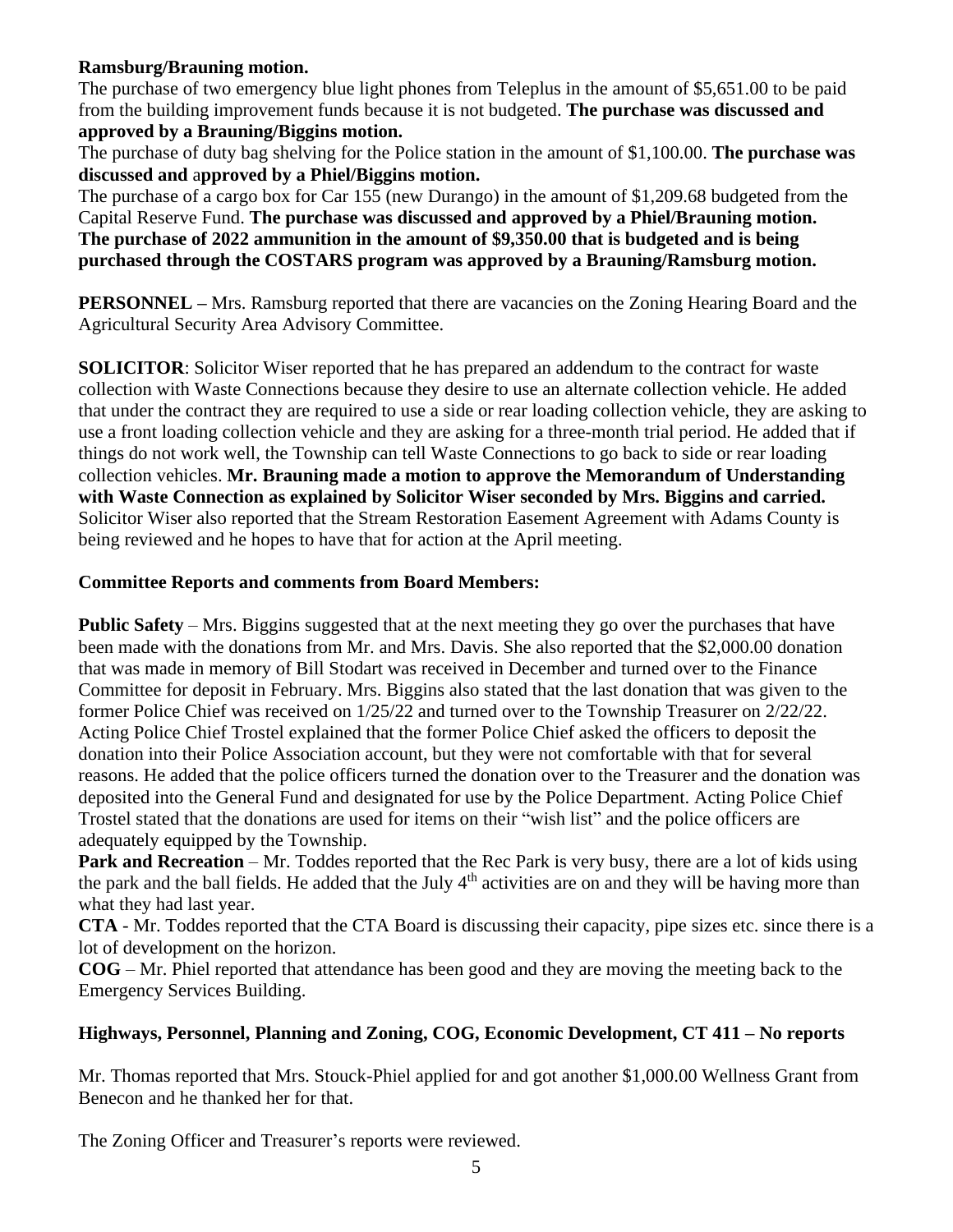**Ramsburg/Brauning motion.**

The purchase of two emergency blue light phones from Teleplus in the amount of $5,651.00 to be paid from the building improvement funds because it is not budgeted. **The purchase was discussed and approved by a Brauning/Biggins motion.**

The purchase of duty bag shelving for the Police station in the amount of $1,100.00. **The purchase was discussed and approved by a Phiel/Biggins motion.**

The purchase of a cargo box for Car 155 (new Durango) in the amount of $1,209.68 budgeted from the Capital Reserve Fund. **The purchase was discussed and approved by a Phiel/Brauning motion.**

**The purchase of 2022 ammunition in the amount of $9,350.00 that is budgeted and is being purchased through the COSTARS program was approved by a Brauning/Ramsburg motion.**

**PERSONNEL –** Mrs. Ramsburg reported that there are vacancies on the Zoning Hearing Board and the Agricultural Security Area Advisory Committee.

**SOLICITOR**: Solicitor Wiser reported that he has prepared an addendum to the contract for waste collection with Waste Connections because they desire to use an alternate collection vehicle. He added that under the contract they are required to use a side or rear loading collection vehicle, they are asking to use a front loading collection vehicle and they are asking for a three-month trial period. He added that if things do not work well, the Township can tell Waste Connections to go back to side or rear loading collection vehicles. **Mr. Brauning made a motion to approve the Memorandum of Understanding with Waste Connection as explained by Solicitor Wiser seconded by Mrs. Biggins and carried.** Solicitor Wiser also reported that the Stream Restoration Easement Agreement with Adams County is being reviewed and he hopes to have that for action at the April meeting.

**Committee Reports and comments from Board Members:**

**Public Safety** – Mrs. Biggins suggested that at the next meeting they go over the purchases that have been made with the donations from Mr. and Mrs. Davis. She also reported that the $2,000.00 donation that was made in memory of Bill Stodart was received in December and turned over to the Finance Committee for deposit in February. Mrs. Biggins also stated that the last donation that was given to the former Police Chief was received on 1/25/22 and turned over to the Township Treasurer on 2/22/22. Acting Police Chief Trostel explained that the former Police Chief asked the officers to deposit the donation into their Police Association account, but they were not comfortable with that for several reasons. He added that the police officers turned the donation over to the Treasurer and the donation was deposited into the General Fund and designated for use by the Police Department. Acting Police Chief Trostel stated that the donations are used for items on their "wish list" and the police officers are adequately equipped by the Township.

**Park and Recreation** – Mr. Toddes reported that the Rec Park is very busy, there are a lot of kids using the park and the ball fields. He added that the July 4th activities are on and they will be having more than what they had last year.

**CTA** - Mr. Toddes reported that the CTA Board is discussing their capacity, pipe sizes etc. since there is a lot of development on the horizon.

**COG** – Mr. Phiel reported that attendance has been good and they are moving the meeting back to the Emergency Services Building.

**Highways, Personnel, Planning and Zoning, COG, Economic Development, CT 411 – No reports**

Mr. Thomas reported that Mrs. Stouck-Phiel applied for and got another $1,000.00 Wellness Grant from Benecon and he thanked her for that.

The Zoning Officer and Treasurer's reports were reviewed.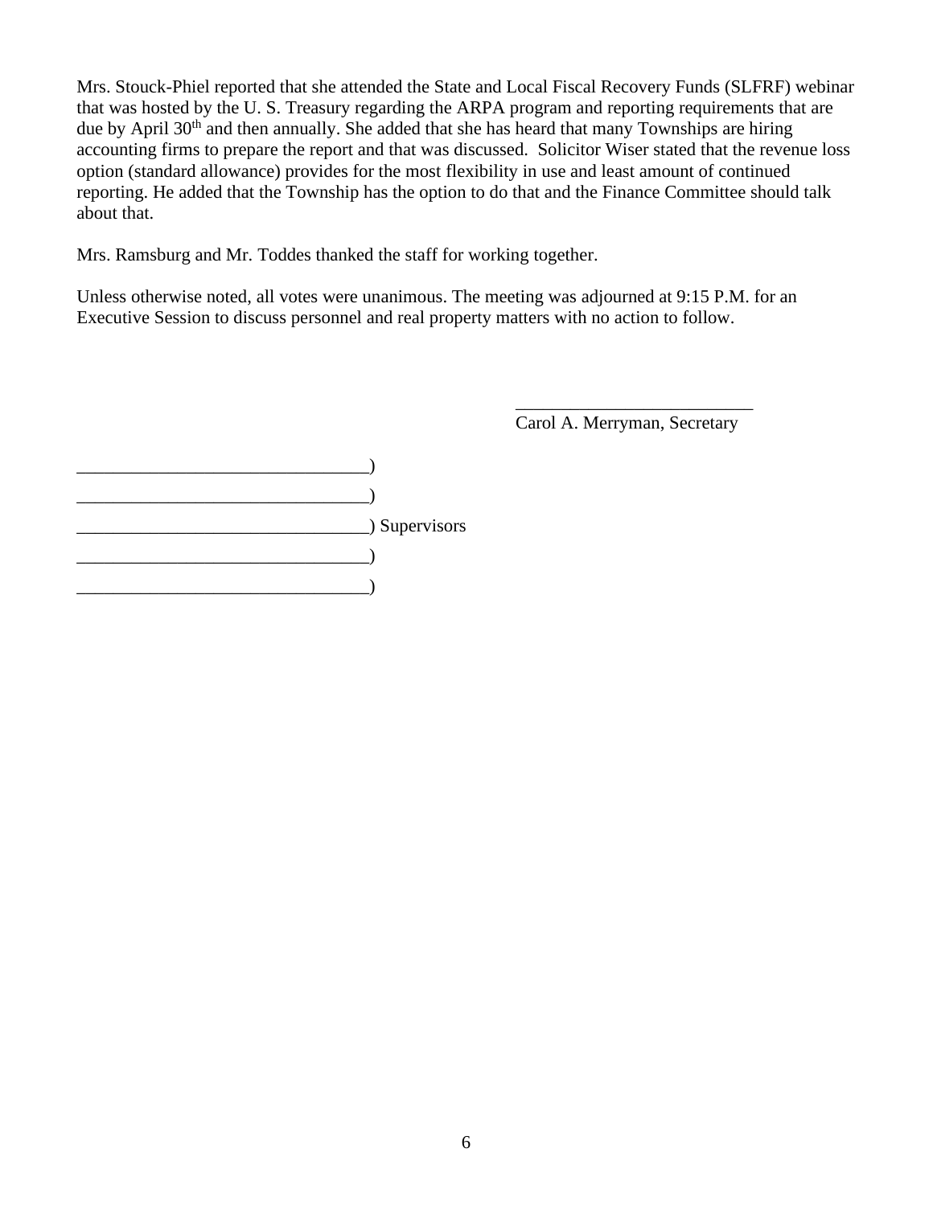Mrs. Stouck-Phiel reported that she attended the State and Local Fiscal Recovery Funds (SLFRF) webinar that was hosted by the U. S. Treasury regarding the ARPA program and reporting requirements that are due by April 30th and then annually. She added that she has heard that many Townships are hiring accounting firms to prepare the report and that was discussed. Solicitor Wiser stated that the revenue loss option (standard allowance) provides for the most flexibility in use and least amount of continued reporting. He added that the Township has the option to do that and the Finance Committee should talk about that.

Mrs. Ramsburg and Mr. Toddes thanked the staff for working together.

Unless otherwise noted, all votes were unanimous. The meeting was adjourned at 9:15 P.M. for an Executive Session to discuss personnel and real property matters with no action to follow.

___________________________
Carol A. Merryman, Secretary

_________________________________)
_________________________________)
_________________________________) Supervisors
_________________________________)
_________________________________)